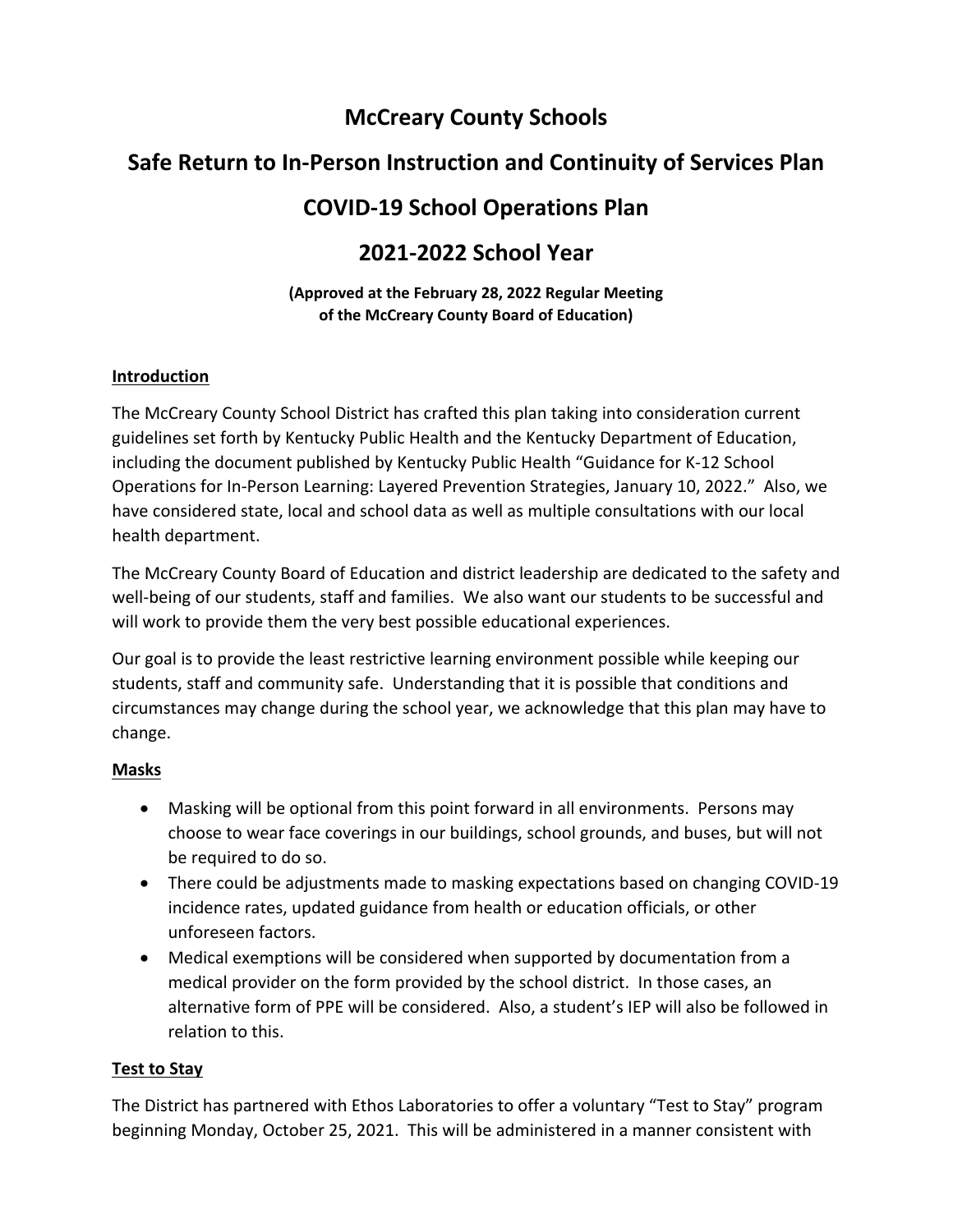# McCreary County Schools

# Safe Return to In-Person Instruction and Continuity of Services Plan

# COVID-19 School Operations Plan

# 2021-2022 School Year

**(Approved at the February 28, 2022 Regular Meeting of the McCreary County Board of Education)**

## Introduction

The McCreary County School District has crafted this plan taking into consideration current guidelines set forth by Kentucky Public Health and the Kentucky Department of Education, including the document published by Kentucky Public Health "Guidance for K-12 School Operations for In-Person Learning: Layered Prevention Strategies, January 10, 2022." Also, we have considered state, local and school data as well as multiple consultations with our local health department.

The McCreary County Board of Education and district leadership are dedicated to the safety and well-being of our students, staff and families. We also want our students to be successful and will work to provide them the very best possible educational experiences.

Our goal is to provide the least restrictive learning environment possible while keeping our students, staff and community safe. Understanding that it is possible that conditions and circumstances may change during the school year, we acknowledge that this plan may have to change.

## Masks

- Masking will be optional from this point forward in all environments. Persons may choose to wear face coverings in our buildings, school grounds, and buses, but will not be required to do so.
- There could be adjustments made to masking expectations based on changing COVID-19 incidence rates, updated guidance from health or education officials, or other unforeseen factors.
- Medical exemptions will be considered when supported by documentation from a medical provider on the form provided by the school district. In those cases, an alternative form of PPE will be considered. Also, a student's IEP will also be followed in relation to this.

## Test to Stay

The District has partnered with Ethos Laboratories to offer a voluntary "Test to Stay" program beginning Monday, October 25, 2021. This will be administered in a manner consistent with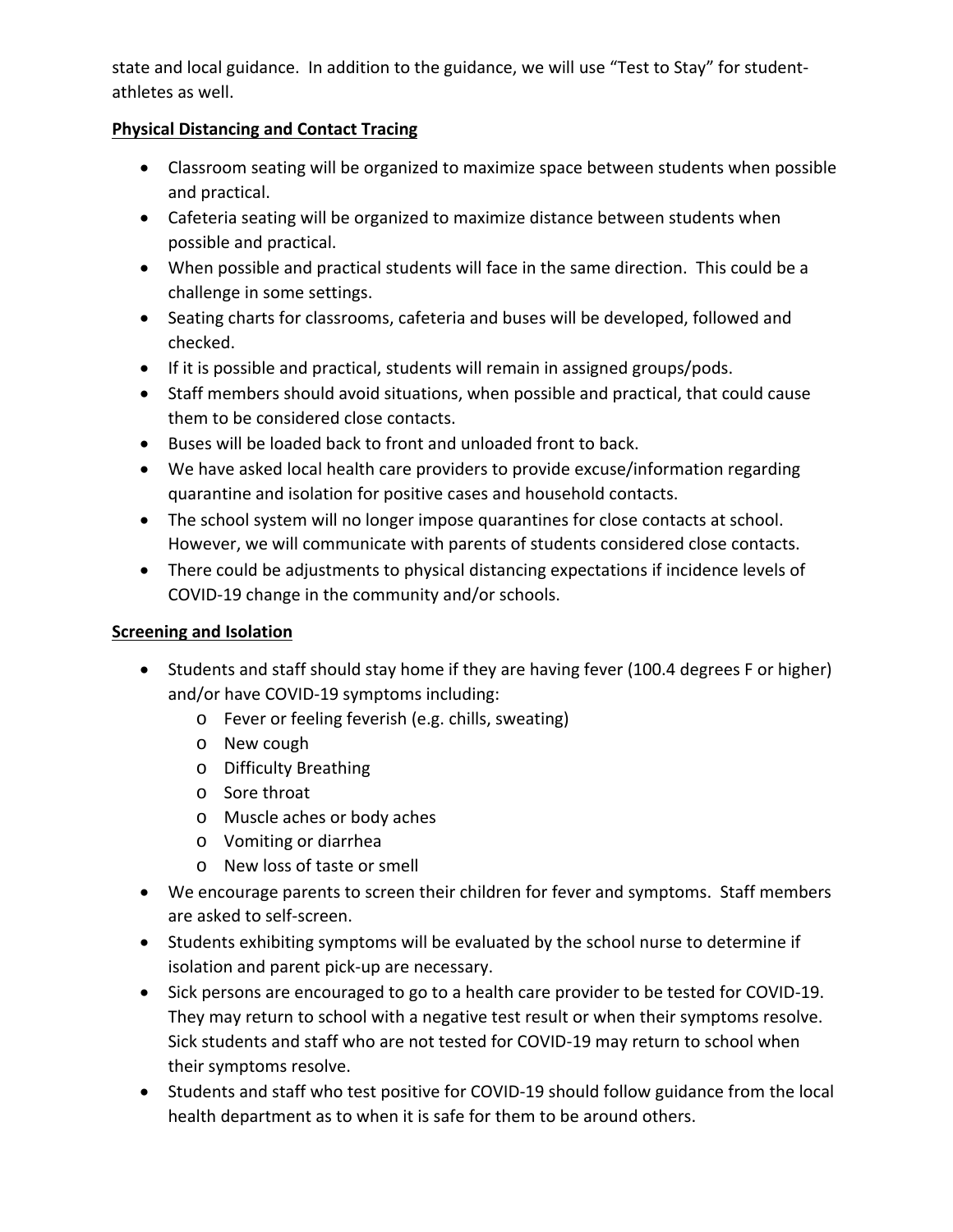state and local guidance. In addition to the guidance, we will use "Test to Stay" for student-athletes as well.

**Physical Distancing and Contact Tracing**

- Classroom seating will be organized to maximize space between students when possible and practical.
- Cafeteria seating will be organized to maximize distance between students when possible and practical.
- When possible and practical students will face in the same direction. This could be a challenge in some settings.
- Seating charts for classrooms, cafeteria and buses will be developed, followed and checked.
- If it is possible and practical, students will remain in assigned groups/pods.
- Staff members should avoid situations, when possible and practical, that could cause them to be considered close contacts.
- Buses will be loaded back to front and unloaded front to back.
- We have asked local health care providers to provide excuse/information regarding quarantine and isolation for positive cases and household contacts.
- The school system will no longer impose quarantines for close contacts at school. However, we will communicate with parents of students considered close contacts.
- There could be adjustments to physical distancing expectations if incidence levels of COVID-19 change in the community and/or schools.

**Screening and Isolation**

- Students and staff should stay home if they are having fever (100.4 degrees F or higher) and/or have COVID-19 symptoms including:
  - Fever or feeling feverish (e.g. chills, sweating)
  - New cough
  - Difficulty Breathing
  - Sore throat
  - Muscle aches or body aches
  - Vomiting or diarrhea
  - New loss of taste or smell
- We encourage parents to screen their children for fever and symptoms. Staff members are asked to self-screen.
- Students exhibiting symptoms will be evaluated by the school nurse to determine if isolation and parent pick-up are necessary.
- Sick persons are encouraged to go to a health care provider to be tested for COVID-19. They may return to school with a negative test result or when their symptoms resolve. Sick students and staff who are not tested for COVID-19 may return to school when their symptoms resolve.
- Students and staff who test positive for COVID-19 should follow guidance from the local health department as to when it is safe for them to be around others.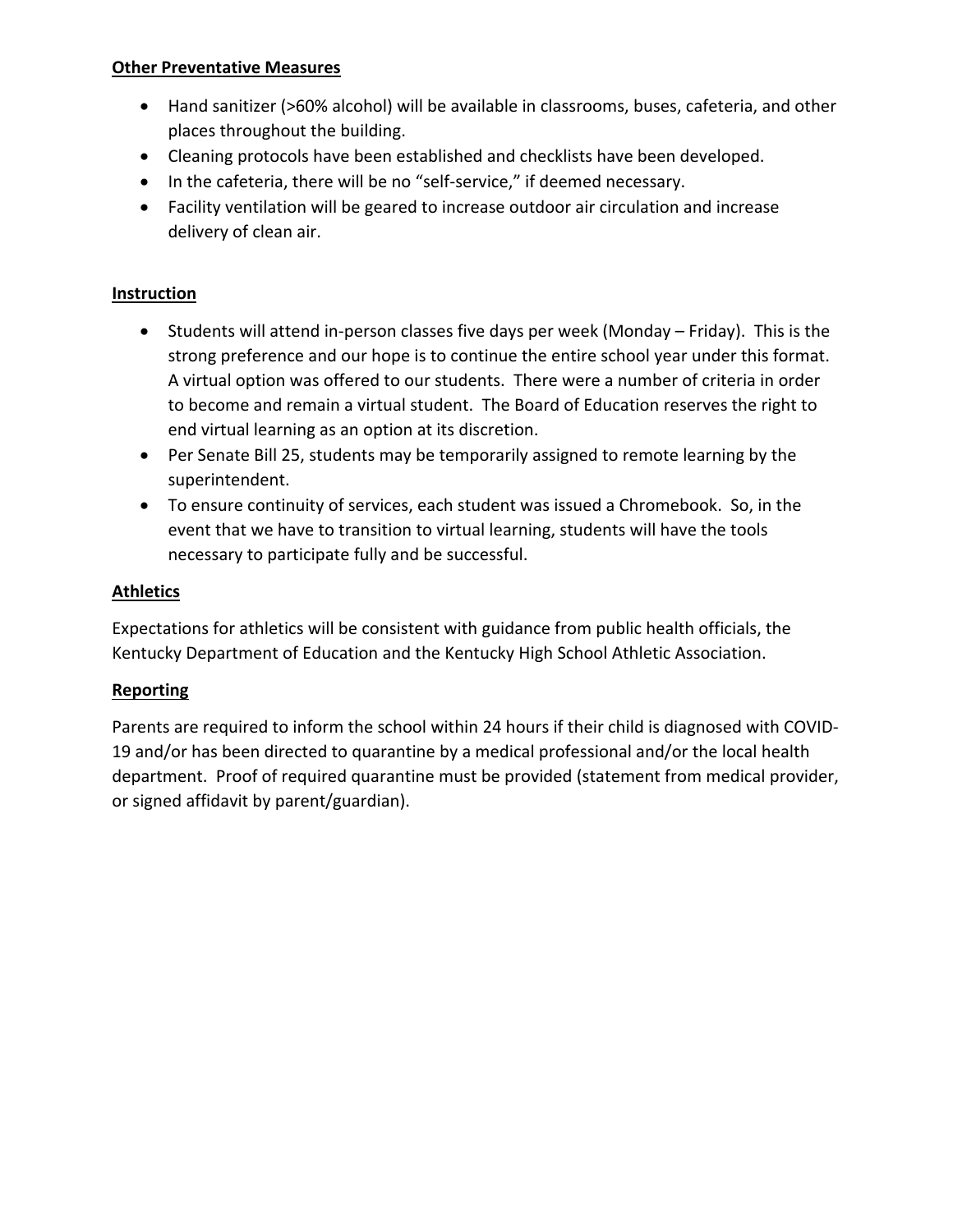## Other Preventative Measures

- Hand sanitizer (>60% alcohol) will be available in classrooms, buses, cafeteria, and other places throughout the building.
- Cleaning protocols have been established and checklists have been developed.
- In the cafeteria, there will be no "self-service," if deemed necessary.
- Facility ventilation will be geared to increase outdoor air circulation and increase delivery of clean air.

## Instruction

- Students will attend in-person classes five days per week (Monday – Friday). This is the strong preference and our hope is to continue the entire school year under this format. A virtual option was offered to our students. There were a number of criteria in order to become and remain a virtual student. The Board of Education reserves the right to end virtual learning as an option at its discretion.
- Per Senate Bill 25, students may be temporarily assigned to remote learning by the superintendent.
- To ensure continuity of services, each student was issued a Chromebook. So, in the event that we have to transition to virtual learning, students will have the tools necessary to participate fully and be successful.

## Athletics

Expectations for athletics will be consistent with guidance from public health officials, the Kentucky Department of Education and the Kentucky High School Athletic Association.

## Reporting

Parents are required to inform the school within 24 hours if their child is diagnosed with COVID-19 and/or has been directed to quarantine by a medical professional and/or the local health department. Proof of required quarantine must be provided (statement from medical provider, or signed affidavit by parent/guardian).